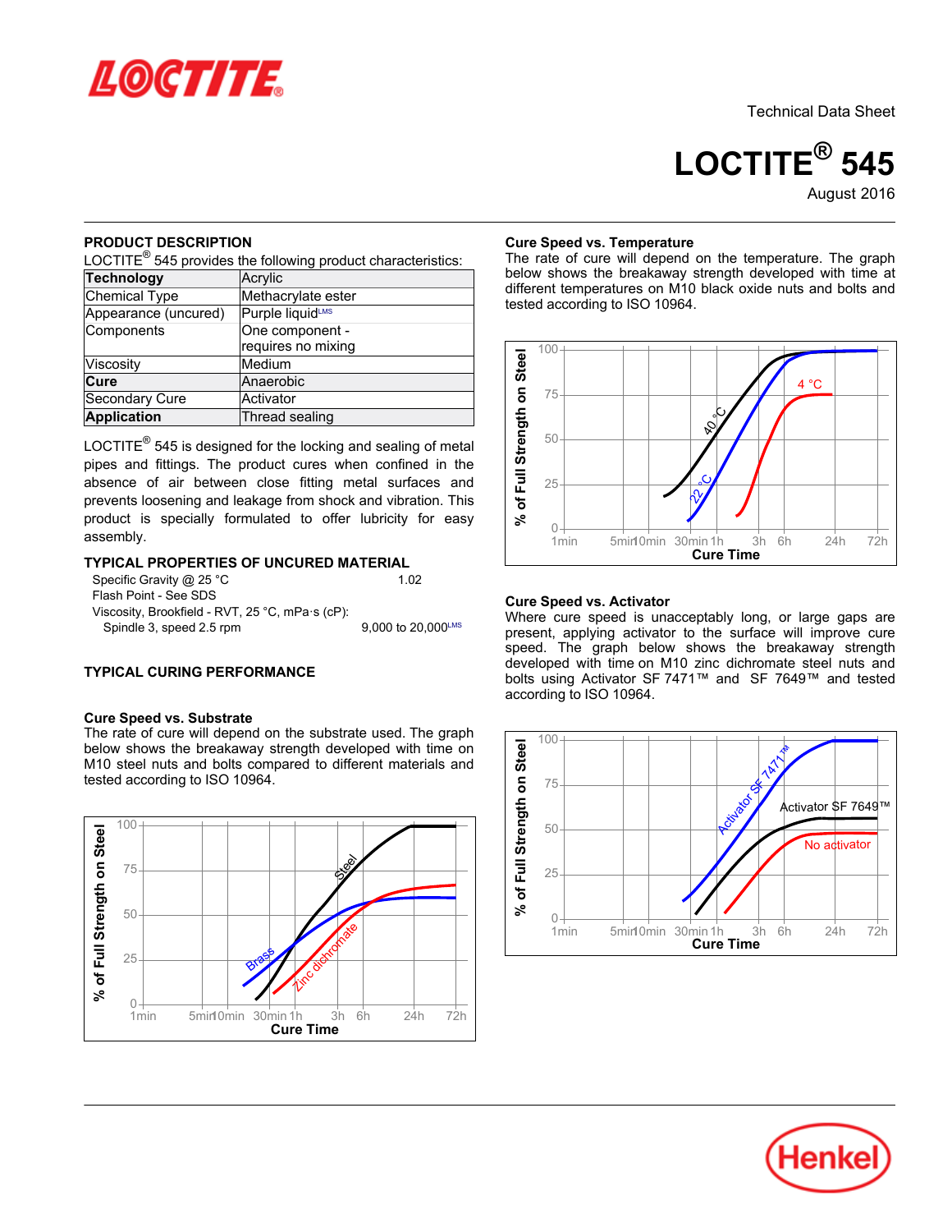Technical Data Sheet

# LOCTITE® 545

August 2016

## PRODUCT DESCRIPTION

LOCTITE® 545 provides the following product characteristics:

| **Technology** | Acrylic |
|---|---|
| Chemical Type | Methacrylate ester |
| Appearance (uncured) | Purple liquid[LMS] |
| Components | One component - requires no mixing |
| Viscosity | Medium |
| **Cure** | Anaerobic |
| Secondary Cure | Activator |
| **Application** | Thread sealing |

LOCTITE® 545 is designed for the locking and sealing of metal pipes and fittings. The product cures when confined in the absence of air between close fitting metal surfaces and prevents loosening and leakage from shock and vibration. This product is specially formulated to offer lubricity for easy assembly.

## TYPICAL PROPERTIES OF UNCURED MATERIAL

Specific Gravity @ 25 °C 1.02

Flash Point - See SDS

Viscosity, Brookfield - RVT, 25 °C, mPa·s (cP):

Spindle 3, speed 2.5 rpm 9,000 to 20,000[LMS]

## TYPICAL CURING PERFORMANCE

### Cure Speed vs. Substrate

The rate of cure will depend on the substrate used. The graph below shows the breakaway strength developed with time on M10 steel nuts and bolts compared to different materials and tested according to ISO 10964.

### Cure Speed vs. Temperature

The rate of cure will depend on the temperature. The graph below shows the breakaway strength developed with time at different temperatures on M10 black oxide nuts and bolts and tested according to ISO 10964.

### Cure Speed vs. Activator

Where cure speed is unacceptably long, or large gaps are present, applying activator to the surface will improve cure speed. The graph below shows the breakaway strength developed with time on M10 zinc dichromate steel nuts and bolts using Activator SF 7471™ and SF 7649™ and tested according to ISO 10964.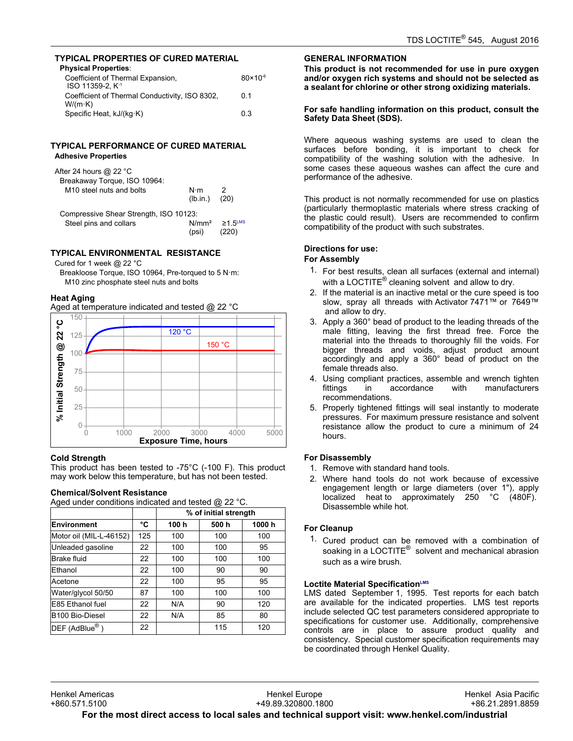## TYPICAL PROPERTIES OF CURED MATERIAL

**Physical Properties**:

| | |
|---|---|
| Coefficient of Thermal Expansion, ISO 11359-2, $K^{-1}$ | $80×10^{-6}$ |
| Coefficient of Thermal Conductivity, ISO 8302, W/(m·K) | 0.1 |
| Specific Heat, kJ/(kg·K) | 0.3 |

## TYPICAL PERFORMANCE OF CURED MATERIAL

**Adhesive Properties**

After 24 hours @ 22 °C

| | | |
|---|---|---|
| Breakaway Torque, ISO 10964: | | |
| M10 steel nuts and bolts | N·m (lb.in.) | 2 (20) |
| Compressive Shear Strength, ISO 10123: | | |
| Steel pins and collars | N/mm² (psi) | ≥1.5[LMS] (220) |

## TYPICAL ENVIRONMENTAL RESISTANCE

Cured for 1 week @ 22 °C

Breakloose Torque, ISO 10964, Pre-torqued to 5 N·m:

M10 zinc phosphate steel nuts and bolts

### Heat Aging

Aged at temperature indicated and tested @ 22 °C

### Cold Strength

This product has been tested to -75°C (-100 F). This product may work below this temperature, but has not been tested.

### Chemical/Solvent Resistance

Aged under conditions indicated and tested @ 22 °C.

| | | % of initial strength | | |
|---|---|---|---|---|
| **Environment** | **°C** | **100 h** | **500 h** | **1000 h** |
| Motor oil (MIL-L-46152) | 125 | 100 | 100 | 100 |
| Unleaded gasoline | 22 | 100 | 100 | 95 |
| Brake fluid | 22 | 100 | 100 | 100 |
| Ethanol | 22 | 100 | 90 | 90 |
| Acetone | 22 | 100 | 95 | 95 |
| Water/glycol 50/50 | 87 | 100 | 100 | 100 |
| E85 Ethanol fuel | 22 | N/A | 90 | 120 |
| B100 Bio-Diesel | 22 | N/A | 85 | 80 |
| DEF (AdBlue®) | 22 | | 115 | 120 |

## GENERAL INFORMATION

**This product is not recommended for use in pure oxygen and/or oxygen rich systems and should not be selected as a sealant for chlorine or other strong oxidizing materials.**

**For safe handling information on this product, consult the Safety Data Sheet (SDS).**

Where aqueous washing systems are used to clean the surfaces before bonding, it is important to check for compatibility of the washing solution with the adhesive. In some cases these aqueous washes can affect the cure and performance of the adhesive.

This product is not normally recommended for use on plastics (particularly thermoplastic materials where stress cracking of the plastic could result). Users are recommended to confirm compatibility of the product with such substrates.

### Directions for use:

**For Assembly**

1. For best results, clean all surfaces (external and internal) with a LOCTITE® cleaning solvent and allow to dry.
2. If the material is an inactive metal or the cure speed is too slow, spray all threads with Activator 7471™ or 7649™ and allow to dry.
3. Apply a 360° bead of product to the leading threads of the male fitting, leaving the first thread free. Force the material into the threads to thoroughly fill the voids. For bigger threads and voids, adjust product amount accordingly and apply a 360° bead of product on the female threads also.
4. Using compliant practices, assemble and wrench tighten fittings in accordance with manufacturers recommendations.
5. Properly tightened fittings will seal instantly to moderate pressures. For maximum pressure resistance and solvent resistance allow the product to cure a minimum of 24 hours.

**For Disassembly**

1. Remove with standard hand tools.
2. Where hand tools do not work because of excessive engagement length or large diameters (over 1"), apply localized heat to approximately 250 °C (480F). Disassemble while hot.

**For Cleanup**

1. Cured product can be removed with a combination of soaking in a LOCTITE® solvent and mechanical abrasion such as a wire brush.

### Loctite Material Specification[LMS]

LMS dated September 1, 1995. Test reports for each batch are available for the indicated properties. LMS test reports include selected QC test parameters considered appropriate to specifications for customer use. Additionally, comprehensive controls are in place to assure product quality and consistency. Special customer specification requirements may be coordinated through Henkel Quality.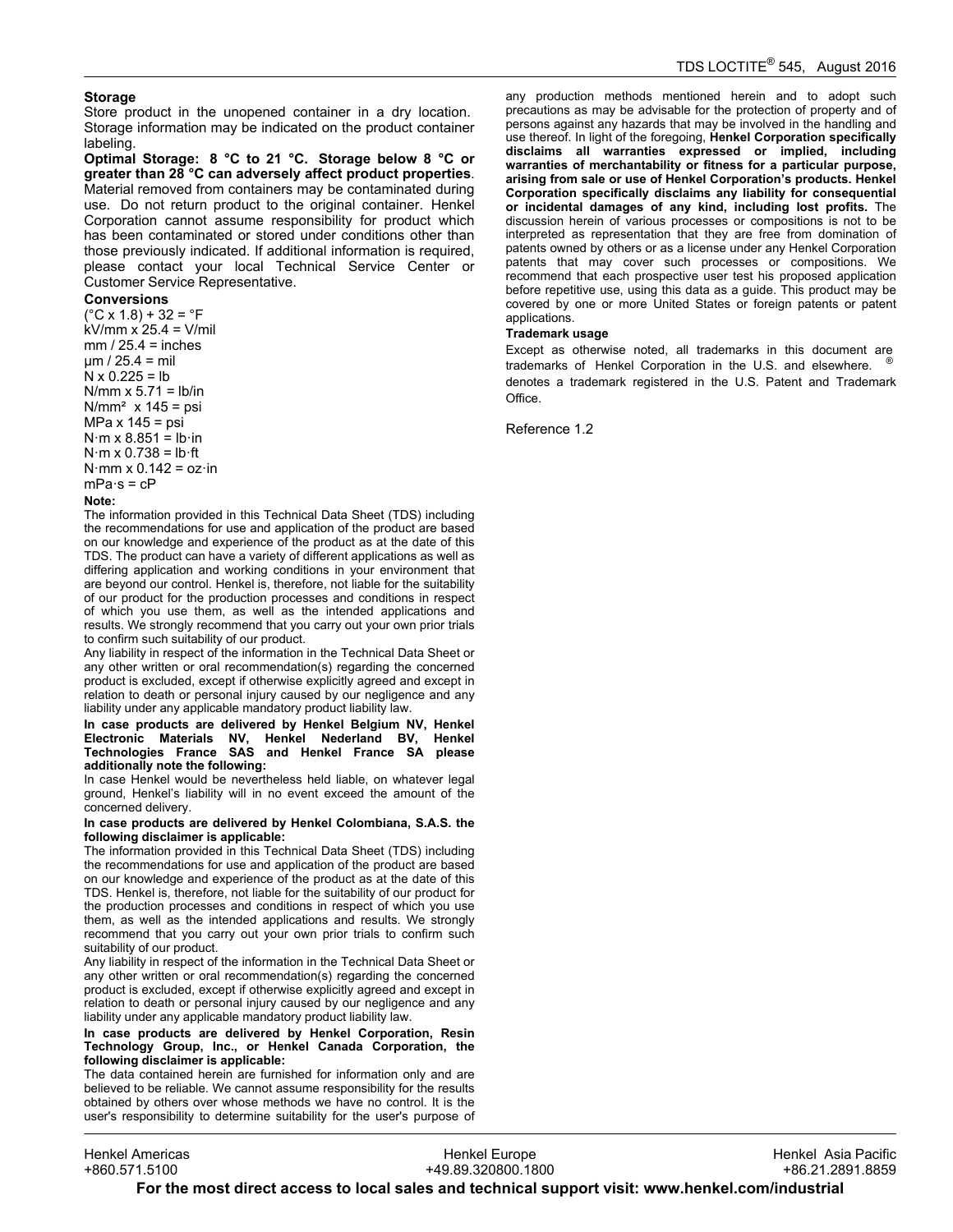### Storage

Store product in the unopened container in a dry location. Storage information may be indicated on the product container labeling.

**Optimal Storage: 8 °C to 21 °C. Storage below 8 °C or greater than 28 °C can adversely affect product properties**. Material removed from containers may be contaminated during use. Do not return product to the original container. Henkel Corporation cannot assume responsibility for product which has been contaminated or stored under conditions other than those previously indicated. If additional information is required, please contact your local Technical Service Center or Customer Service Representative.

### Conversions

(°C x 1.8) + 32 = °F
kV/mm x 25.4 = V/mil
mm / 25.4 = inches
µm / 25.4 = mil
N x 0.225 = lb
N/mm x 5.71 = lb/in
N/mm² x 145 = psi
MPa x 145 = psi
N·m x 8.851 = lb·in
N·m x 0.738 = lb·ft
N·mm x 0.142 = oz·in
mPa·s = cP

#### Note:

The information provided in this Technical Data Sheet (TDS) including the recommendations for use and application of the product are based on our knowledge and experience of the product as at the date of this TDS. The product can have a variety of different applications as well as differing application and working conditions in your environment that are beyond our control. Henkel is, therefore, not liable for the suitability of our product for the production processes and conditions in respect of which you use them, as well as the intended applications and results. We strongly recommend that you carry out your own prior trials to confirm such suitability of our product.

Any liability in respect of the information in the Technical Data Sheet or any other written or oral recommendation(s) regarding the concerned product is excluded, except if otherwise explicitly agreed and except in relation to death or personal injury caused by our negligence and any liability under any applicable mandatory product liability law.

**In case products are delivered by Henkel Belgium NV, Henkel Electronic Materials NV, Henkel Nederland BV, Henkel Technologies France SAS and Henkel France SA please additionally note the following:**

In case Henkel would be nevertheless held liable, on whatever legal ground, Henkel's liability will in no event exceed the amount of the concerned delivery.

**In case products are delivered by Henkel Colombiana, S.A.S. the following disclaimer is applicable:**

The information provided in this Technical Data Sheet (TDS) including the recommendations for use and application of the product are based on our knowledge and experience of the product as at the date of this TDS. Henkel is, therefore, not liable for the suitability of our product for the production processes and conditions in respect of which you use them, as well as the intended applications and results. We strongly recommend that you carry out your own prior trials to confirm such suitability of our product.

Any liability in respect of the information in the Technical Data Sheet or any other written or oral recommendation(s) regarding the concerned product is excluded, except if otherwise explicitly agreed and except in relation to death or personal injury caused by our negligence and any liability under any applicable mandatory product liability law.

**In case products are delivered by Henkel Corporation, Resin Technology Group, Inc., or Henkel Canada Corporation, the following disclaimer is applicable:**

The data contained herein are furnished for information only and are believed to be reliable. We cannot assume responsibility for the results obtained by others over whose methods we have no control. It is the user's responsibility to determine suitability for the user's purpose of any production methods mentioned herein and to adopt such precautions as may be advisable for the protection of property and of persons against any hazards that may be involved in the handling and use thereof. In light of the foregoing, **Henkel Corporation specifically disclaims all warranties expressed or implied, including warranties of merchantability or fitness for a particular purpose, arising from sale or use of Henkel Corporation's products. Henkel Corporation specifically disclaims any liability for consequential or incidental damages of any kind, including lost profits.** The discussion herein of various processes or compositions is not to be interpreted as representation that they are free from domination of patents owned by others or as a license under any Henkel Corporation patents that may cover such processes or compositions. We recommend that each prospective user test his proposed application before repetitive use, using this data as a guide. This product may be covered by one or more United States or foreign patents or patent applications.

#### Trademark usage

Except as otherwise noted, all trademarks in this document are trademarks of Henkel Corporation in the U.S. and elsewhere. ® denotes a trademark registered in the U.S. Patent and Trademark Office.

Reference 1.2

Henkel Americas
+860.571.5100

Henkel Europe
+49.89.320800.1800

Henkel Asia Pacific
+86.21.2891.8859

**For the most direct access to local sales and technical support visit: www.henkel.com/industrial**